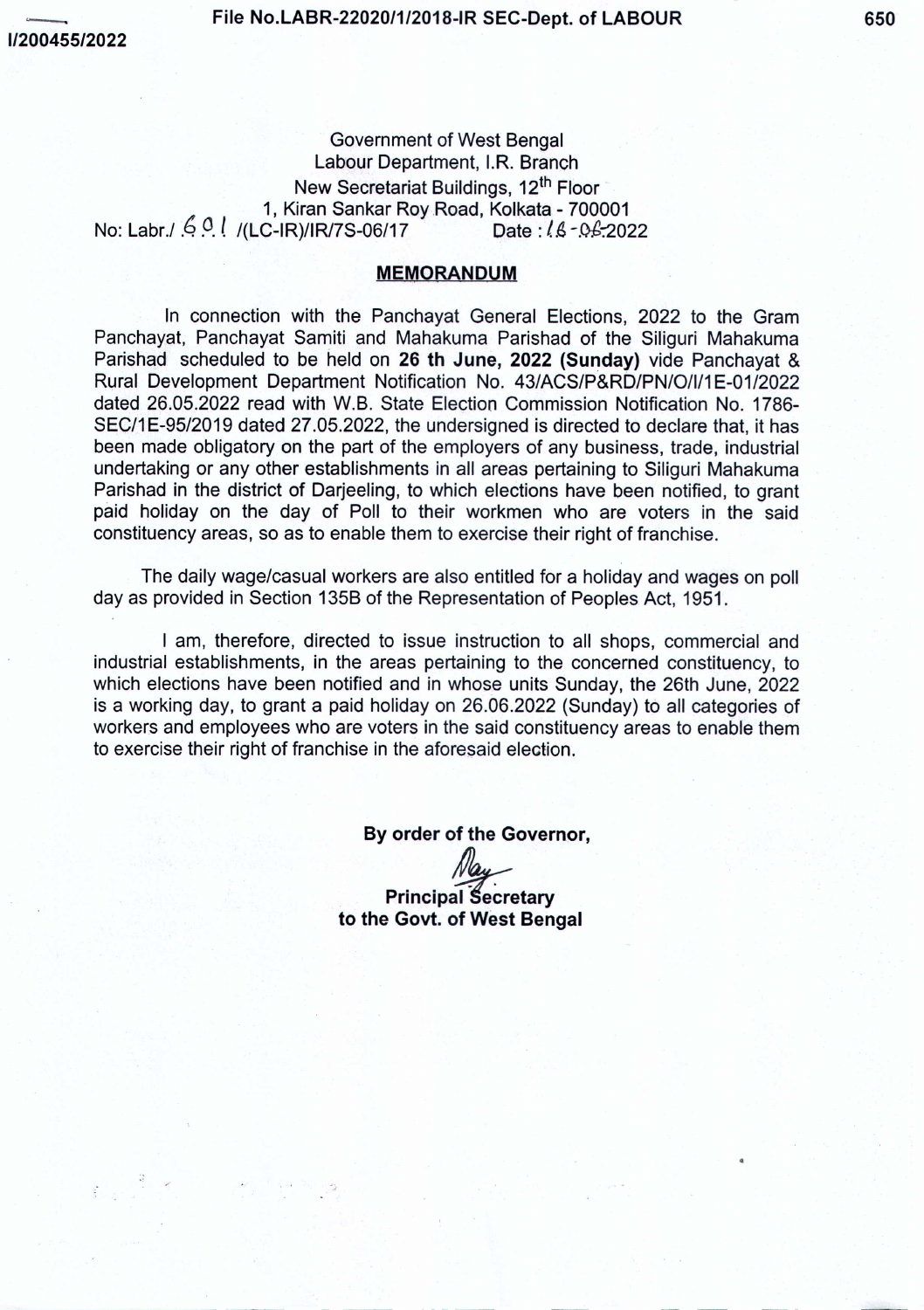File No.LABR-22020/1/2018-IR SEC-Dept. of LABOUR

I/200455/2022

Government of West Bengal
Labour Department, I.R. Branch
New Secretariat Buildings, 12th Floor
1, Kiran Sankar Roy Road, Kolkata - 700001

No: Labr./ 601 /(LC-IR)/IR/7S-06/17 Date : 16-06-2022

## MEMORANDUM

In connection with the Panchayat General Elections, 2022 to the Gram Panchayat, Panchayat Samiti and Mahakuma Parishad of the Siliguri Mahakuma Parishad scheduled to be held on **26 th June, 2022 (Sunday)** vide Panchayat & Rural Development Department Notification No. 43/ACS/P&RD/PN/O/I/1E-01/2022 dated 26.05.2022 read with W.B. State Election Commission Notification No. 1786-SEC/1E-95/2019 dated 27.05.2022, the undersigned is directed to declare that, it has been made obligatory on the part of the employers of any business, trade, industrial undertaking or any other establishments in all areas pertaining to Siliguri Mahakuma Parishad in the district of Darjeeling, to which elections have been notified, to grant paid holiday on the day of Poll to their workmen who are voters in the said constituency areas, so as to enable them to exercise their right of franchise.

The daily wage/casual workers are also entitled for a holiday and wages on poll day as provided in Section 135B of the Representation of Peoples Act, 1951.

I am, therefore, directed to issue instruction to all shops, commercial and industrial establishments, in the areas pertaining to the concerned constituency, to which elections have been notified and in whose units Sunday, the 26th June, 2022 is a working day, to grant a paid holiday on 26.06.2022 (Sunday) to all categories of workers and employees who are voters in the said constituency areas to enable them to exercise their right of franchise in the aforesaid election.

**By order of the Governor,**

**Principal Secretary**
**to the Govt. of West Bengal**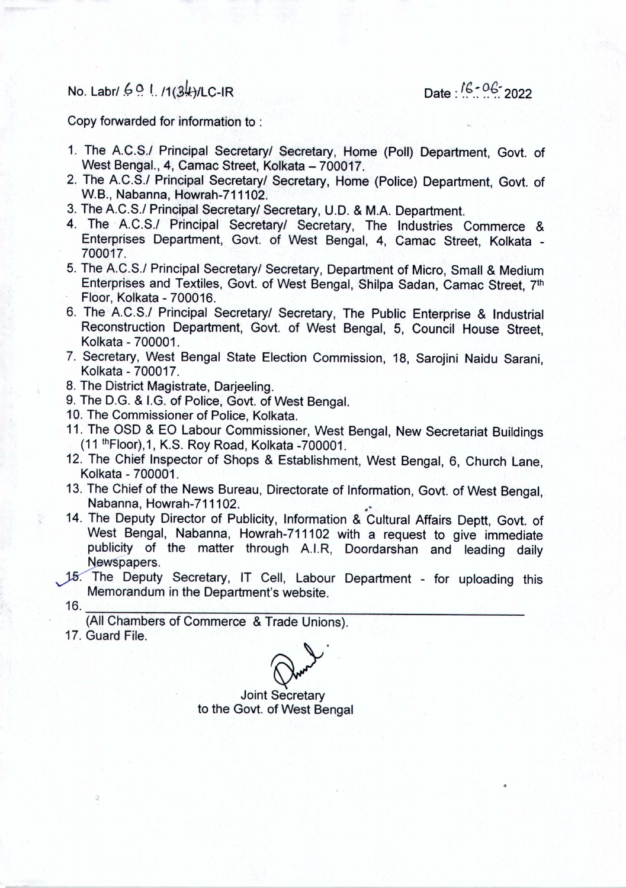No. Labr/ 601 /1(34)/LC-IR Date : 16-06-2022

Copy forwarded for information to :

1. The A.C.S./ Principal Secretary/ Secretary, Home (Poll) Department, Govt. of West Bengal., 4, Camac Street, Kolkata – 700017.
2. The A.C.S./ Principal Secretary/ Secretary, Home (Police) Department, Govt. of W.B., Nabanna, Howrah-711102.
3. The A.C.S./ Principal Secretary/ Secretary, U.D. & M.A. Department.
4. The A.C.S./ Principal Secretary/ Secretary, The Industries Commerce & Enterprises Department, Govt. of West Bengal, 4, Camac Street, Kolkata - 700017.
5. The A.C.S./ Principal Secretary/ Secretary, Department of Micro, Small & Medium Enterprises and Textiles, Govt. of West Bengal, Shilpa Sadan, Camac Street, 7th Floor, Kolkata - 700016.
6. The A.C.S./ Principal Secretary/ Secretary, The Public Enterprise & Industrial Reconstruction Department, Govt. of West Bengal, 5, Council House Street, Kolkata - 700001.
7. Secretary, West Bengal State Election Commission, 18, Sarojini Naidu Sarani, Kolkata - 700017.
8. The District Magistrate, Darjeeling.
9. The D.G. & I.G. of Police, Govt. of West Bengal.
10. The Commissioner of Police, Kolkata.
11. The OSD & EO Labour Commissioner, West Bengal, New Secretariat Buildings (11 thFloor),1, K.S. Roy Road, Kolkata -700001.
12. The Chief Inspector of Shops & Establishment, West Bengal, 6, Church Lane, Kolkata - 700001.
13. The Chief of the News Bureau, Directorate of Information, Govt. of West Bengal, Nabanna, Howrah-711102.
14. The Deputy Director of Publicity, Information & Cultural Affairs Deptt, Govt. of West Bengal, Nabanna, Howrah-711102 with a request to give immediate publicity of the matter through A.I.R, Doordarshan and leading daily Newspapers.
15. The Deputy Secretary, IT Cell, Labour Department - for uploading this Memorandum in the Department's website.
16. ______________________________________________
    (All Chambers of Commerce & Trade Unions).
17. Guard File.

Joint Secretary
to the Govt. of West Bengal